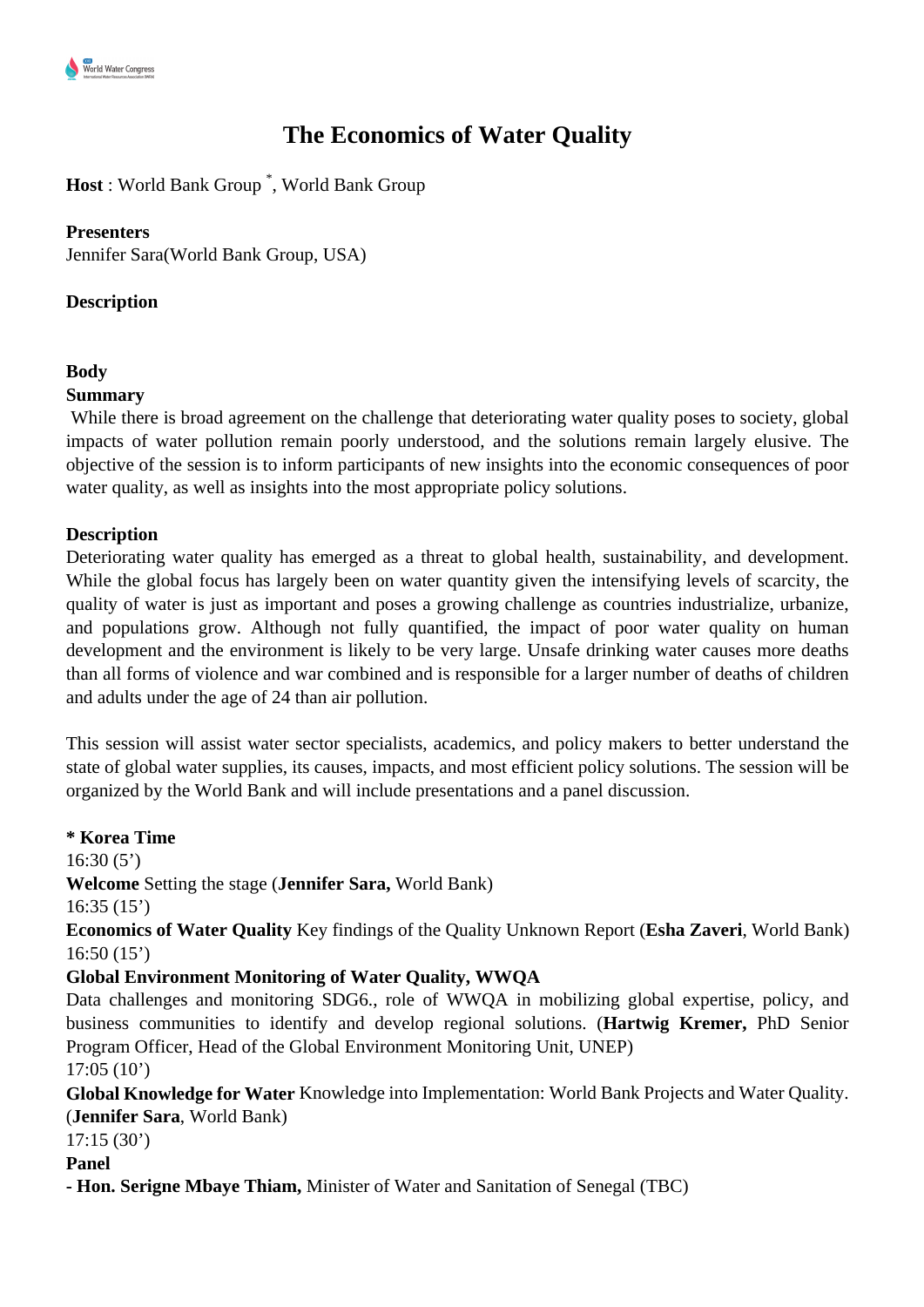# The Economics of Water Quality

**Host** : World Bank Group *, World Bank Group

**Presenters**
Jennifer Sara(World Bank Group, USA)

**Description**

**Body**

**Summary**

While there is broad agreement on the challenge that deteriorating water quality poses to society, global impacts of water pollution remain poorly understood, and the solutions remain largely elusive. The objective of the session is to inform participants of new insights into the economic consequences of poor water quality, as well as insights into the most appropriate policy solutions.

**Description**

Deteriorating water quality has emerged as a threat to global health, sustainability, and development. While the global focus has largely been on water quantity given the intensifying levels of scarcity, the quality of water is just as important and poses a growing challenge as countries industrialize, urbanize, and populations grow. Although not fully quantified, the impact of poor water quality on human development and the environment is likely to be very large. Unsafe drinking water causes more deaths than all forms of violence and war combined and is responsible for a larger number of deaths of children and adults under the age of 24 than air pollution.

This session will assist water sector specialists, academics, and policy makers to better understand the state of global water supplies, its causes, impacts, and most efficient policy solutions. The session will be organized by the World Bank and will include presentations and a panel discussion.

**\* Korea Time**

16:30 (5')
**Welcome** Setting the stage (**Jennifer Sara,** World Bank)

16:35 (15')
**Economics of Water Quality** Key findings of the Quality Unknown Report (**Esha Zaveri**, World Bank)

16:50 (15')
**Global Environment Monitoring of Water Quality, WWQA**
Data challenges and monitoring SDG6., role of WWQA in mobilizing global expertise, policy, and business communities to identify and develop regional solutions. (**Hartwig Kremer,** PhD Senior Program Officer, Head of the Global Environment Monitoring Unit, UNEP)

17:05 (10')
**Global Knowledge for Water** Knowledge into Implementation: World Bank Projects and Water Quality. (**Jennifer Sara**, World Bank)

17:15 (30')
**Panel**

**- Hon. Serigne Mbaye Thiam,** Minister of Water and Sanitation of Senegal (TBC)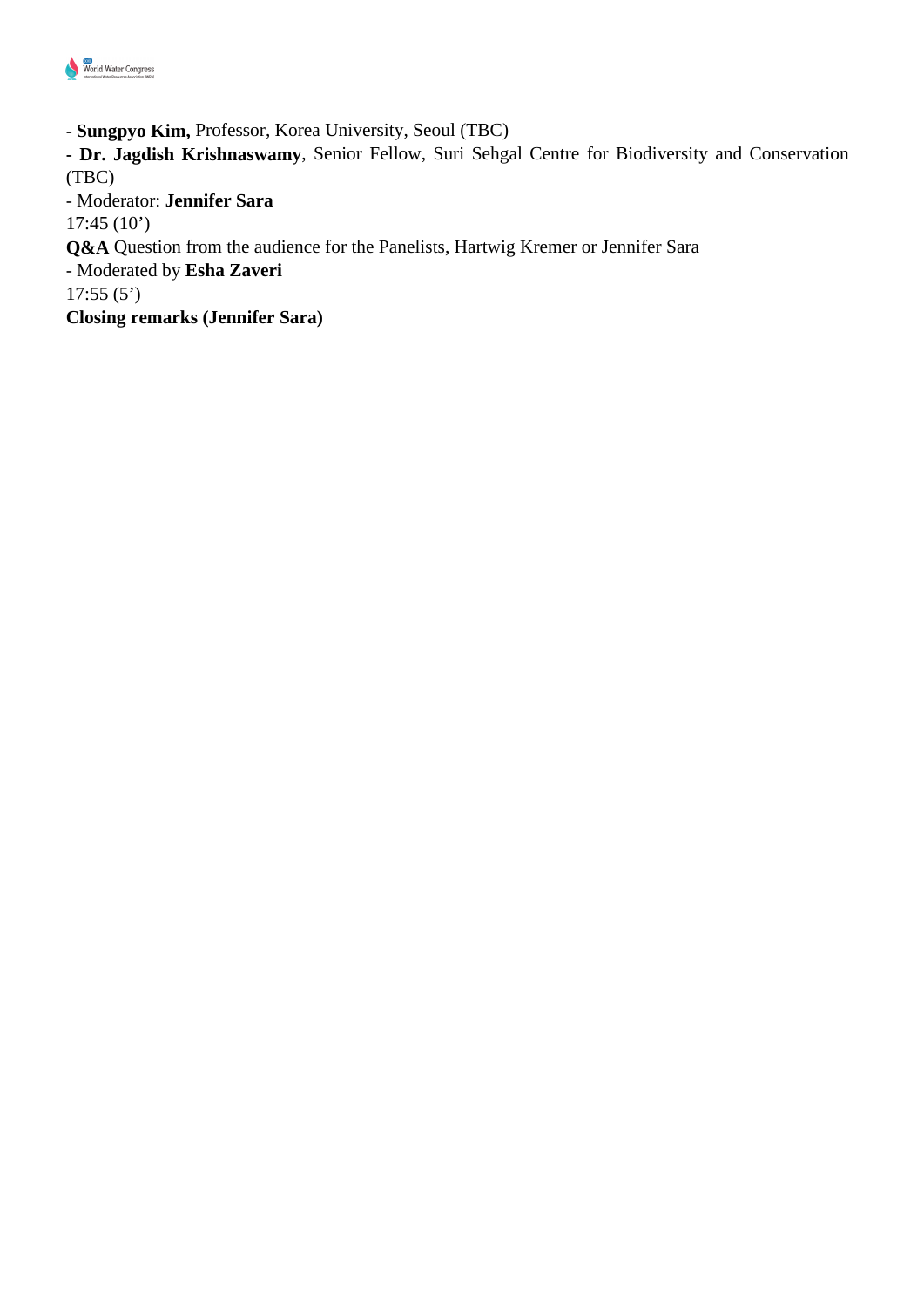- **Sungpyo Kim,** Professor, Korea University, Seoul (TBC)
- **Dr. Jagdish Krishnaswamy**, Senior Fellow, Suri Sehgal Centre for Biodiversity and Conservation (TBC)
- Moderator: **Jennifer Sara**

17:45 (10')

**Q&A** Question from the audience for the Panelists, Hartwig Kremer or Jennifer Sara

- Moderated by **Esha Zaveri**

17:55 (5')

**Closing remarks (Jennifer Sara)**